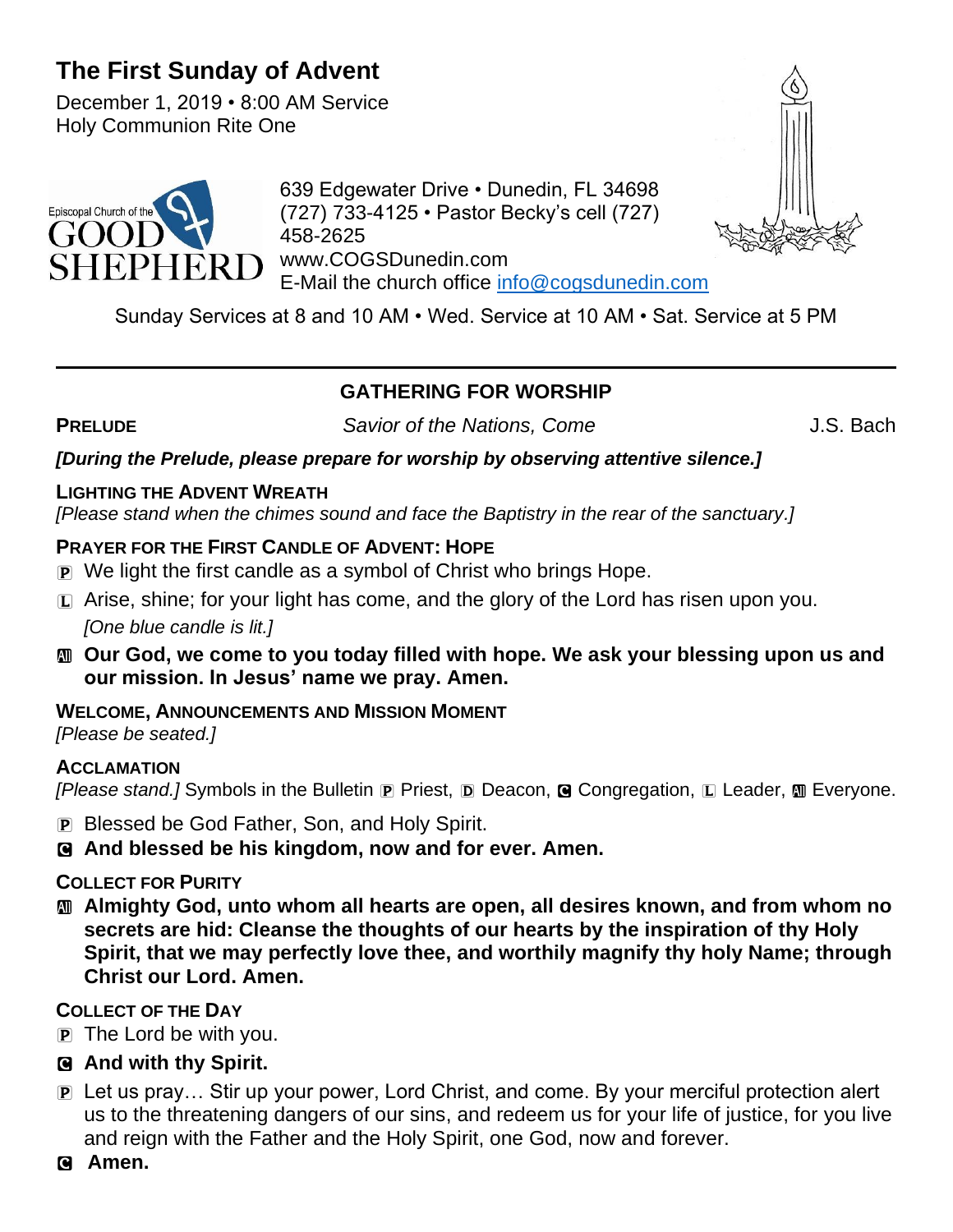# The First Sunday of Advent

December 1, 2019 • 8:00 AM Service
Holy Communion Rite One

Episcopal Church of the GOOD SHEPHERD

639 Edgewater Drive • Dunedin, FL 34698
(727) 733-4125 • Pastor Becky's cell (727) 458-2625
www.COGSDunedin.com
E-Mail the church office info@cogsdunedin.com

Sunday Services at 8 and 10 AM • Wed. Service at 10 AM • Sat. Service at 5 PM

---

## GATHERING FOR WORSHIP

**PRELUDE** *Savior of the Nations, Come* J.S. Bach

***[During the Prelude, please prepare for worship by observing attentive silence.]***

**LIGHTING THE ADVENT WREATH**
*[Please stand when the chimes sound and face the Baptistry in the rear of the sanctuary.]*

**PRAYER FOR THE FIRST CANDLE OF ADVENT: HOPE**

P We light the first candle as a symbol of Christ who brings Hope.

L Arise, shine; for your light has come, and the glory of the Lord has risen upon you.
*[One blue candle is lit.]*

All **Our God, we come to you today filled with hope. We ask your blessing upon us and our mission. In Jesus' name we pray. Amen.**

**WELCOME, ANNOUNCEMENTS AND MISSION MOMENT**
*[Please be seated.]*

**ACCLAMATION**
*[Please stand.]* Symbols in the Bulletin P Priest, D Deacon, C Congregation, L Leader, All Everyone.

P Blessed be God Father, Son, and Holy Spirit.

C **And blessed be his kingdom, now and for ever. Amen.**

**COLLECT FOR PURITY**

All **Almighty God, unto whom all hearts are open, all desires known, and from whom no secrets are hid: Cleanse the thoughts of our hearts by the inspiration of thy Holy Spirit, that we may perfectly love thee, and worthily magnify thy holy Name; through Christ our Lord. Amen.**

**COLLECT OF THE DAY**

P The Lord be with you.

C **And with thy Spirit.**

P Let us pray… Stir up your power, Lord Christ, and come. By your merciful protection alert us to the threatening dangers of our sins, and redeem us for your life of justice, for you live and reign with the Father and the Holy Spirit, one God, now and forever.

C **Amen.**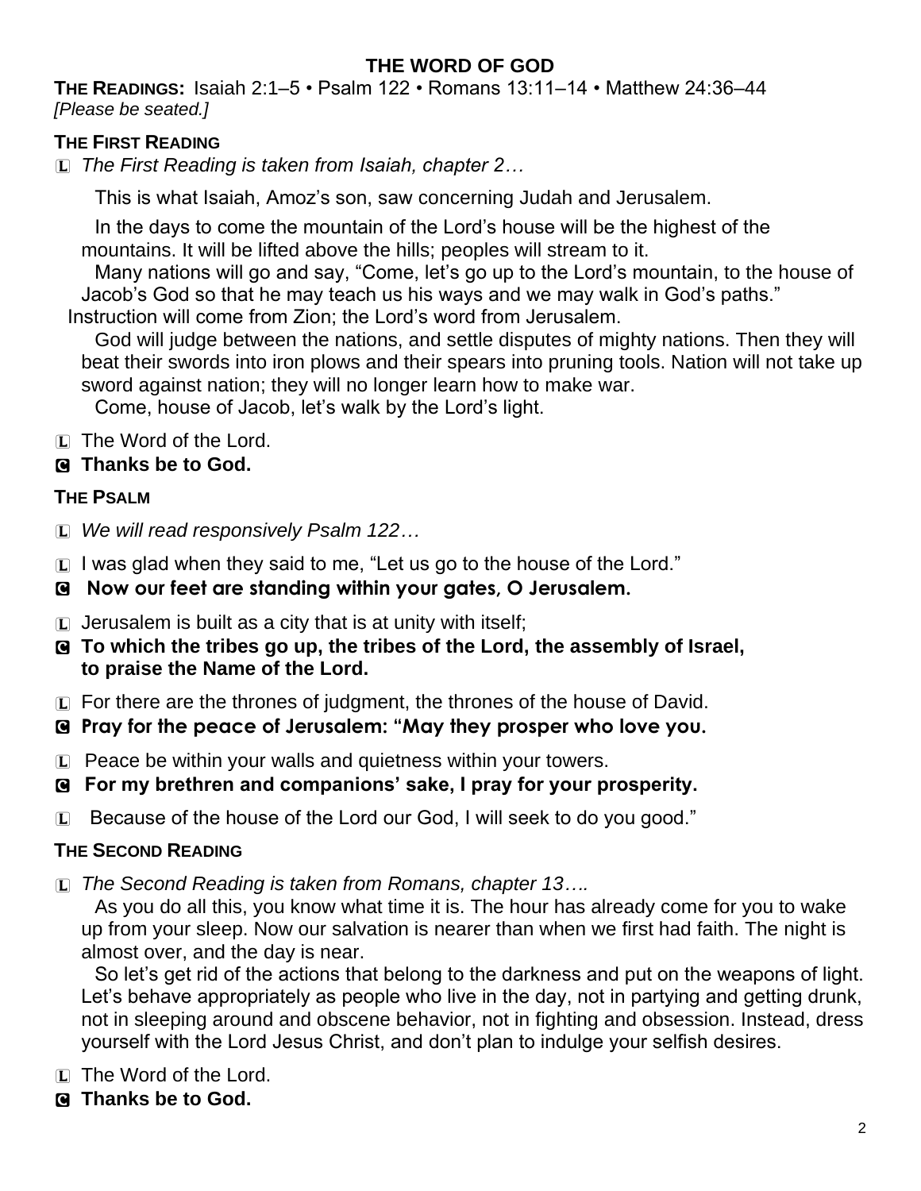# THE WORD OF GOD

**THE READINGS:** Isaiah 2:1–5 • Psalm 122 • Romans 13:11–14 • Matthew 24:36–44
*[Please be seated.]*

## THE FIRST READING

L *The First Reading is taken from Isaiah, chapter 2…*

This is what Isaiah, Amoz's son, saw concerning Judah and Jerusalem.

In the days to come the mountain of the Lord's house will be the highest of the mountains. It will be lifted above the hills; peoples will stream to it.

Many nations will go and say, "Come, let's go up to the Lord's mountain, to the house of Jacob's God so that he may teach us his ways and we may walk in God's paths." Instruction will come from Zion; the Lord's word from Jerusalem.

God will judge between the nations, and settle disputes of mighty nations. Then they will beat their swords into iron plows and their spears into pruning tools. Nation will not take up sword against nation; they will no longer learn how to make war.

Come, house of Jacob, let's walk by the Lord's light.

L The Word of the Lord.

**C Thanks be to God.**

## THE PSALM

L *We will read responsively Psalm 122…*

L I was glad when they said to me, "Let us go to the house of the Lord."

**C Now our feet are standing within your gates, O Jerusalem.**

L Jerusalem is built as a city that is at unity with itself;

**C To which the tribes go up, the tribes of the Lord, the assembly of Israel, to praise the Name of the Lord.**

L For there are the thrones of judgment, the thrones of the house of David.

**C Pray for the peace of Jerusalem: "May they prosper who love you.**

L Peace be within your walls and quietness within your towers.

**C For my brethren and companions' sake, I pray for your prosperity.**

L Because of the house of the Lord our God, I will seek to do you good."

## THE SECOND READING

L *The Second Reading is taken from Romans, chapter 13….*

As you do all this, you know what time it is. The hour has already come for you to wake up from your sleep. Now our salvation is nearer than when we first had faith. The night is almost over, and the day is near.

So let's get rid of the actions that belong to the darkness and put on the weapons of light. Let's behave appropriately as people who live in the day, not in partying and getting drunk, not in sleeping around and obscene behavior, not in fighting and obsession. Instead, dress yourself with the Lord Jesus Christ, and don't plan to indulge your selfish desires.

L The Word of the Lord.

**C Thanks be to God.**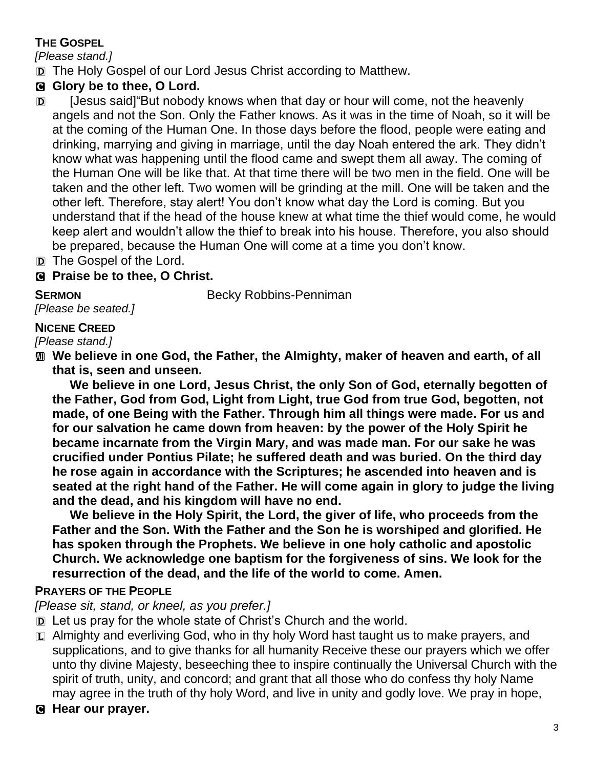**THE GOSPEL**

*[Please stand.]*

D The Holy Gospel of our Lord Jesus Christ according to Matthew.

C **Glory be to thee, O Lord.**

D [Jesus said]“But nobody knows when that day or hour will come, not the heavenly angels and not the Son. Only the Father knows. As it was in the time of Noah, so it will be at the coming of the Human One. In those days before the flood, people were eating and drinking, marrying and giving in marriage, until the day Noah entered the ark. They didn’t know what was happening until the flood came and swept them all away. The coming of the Human One will be like that. At that time there will be two men in the field. One will be taken and the other left. Two women will be grinding at the mill. One will be taken and the other left. Therefore, stay alert! You don’t know what day the Lord is coming. But you understand that if the head of the house knew at what time the thief would come, he would keep alert and wouldn’t allow the thief to break into his house. Therefore, you also should be prepared, because the Human One will come at a time you don’t know.

D The Gospel of the Lord.

C **Praise be to thee, O Christ.**

**SERMON** Becky Robbins-Penniman

*[Please be seated.]*

**NICENE CREED**

*[Please stand.]*

All **We believe in one God, the Father, the Almighty, maker of heaven and earth, of all that is, seen and unseen.**

**We believe in one Lord, Jesus Christ, the only Son of God, eternally begotten of the Father, God from God, Light from Light, true God from true God, begotten, not made, of one Being with the Father. Through him all things were made. For us and for our salvation he came down from heaven: by the power of the Holy Spirit he became incarnate from the Virgin Mary, and was made man. For our sake he was crucified under Pontius Pilate; he suffered death and was buried. On the third day he rose again in accordance with the Scriptures; he ascended into heaven and is seated at the right hand of the Father. He will come again in glory to judge the living and the dead, and his kingdom will have no end.**

**We believe in the Holy Spirit, the Lord, the giver of life, who proceeds from the Father and the Son. With the Father and the Son he is worshiped and glorified. He has spoken through the Prophets. We believe in one holy catholic and apostolic Church. We acknowledge one baptism for the forgiveness of sins. We look for the resurrection of the dead, and the life of the world to come. Amen.**

**PRAYERS OF THE PEOPLE**

*[Please sit, stand, or kneel, as you prefer.]*

D Let us pray for the whole state of Christ’s Church and the world.

L Almighty and everliving God, who in thy holy Word hast taught us to make prayers, and supplications, and to give thanks for all humanity Receive these our prayers which we offer unto thy divine Majesty, beseeching thee to inspire continually the Universal Church with the spirit of truth, unity, and concord; and grant that all those who do confess thy holy Name may agree in the truth of thy holy Word, and live in unity and godly love. We pray in hope,

C **Hear our prayer.**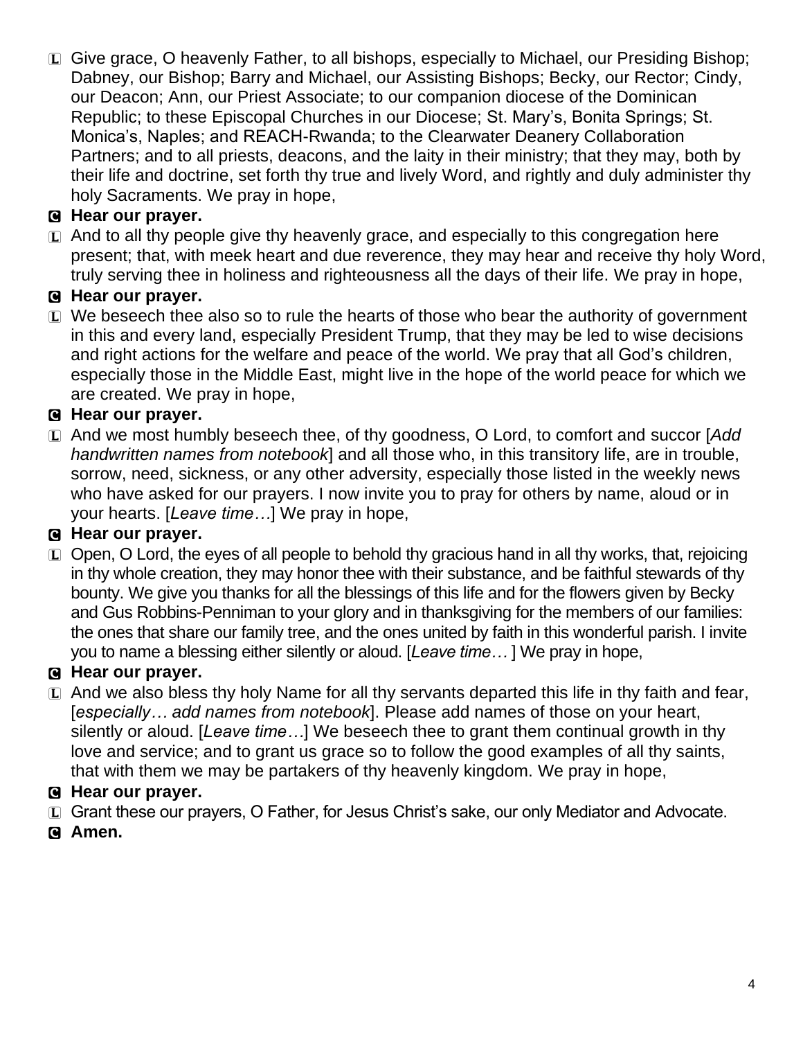L Give grace, O heavenly Father, to all bishops, especially to Michael, our Presiding Bishop; Dabney, our Bishop; Barry and Michael, our Assisting Bishops; Becky, our Rector; Cindy, our Deacon; Ann, our Priest Associate; to our companion diocese of the Dominican Republic; to these Episcopal Churches in our Diocese; St. Mary's, Bonita Springs; St. Monica's, Naples; and REACH-Rwanda; to the Clearwater Deanery Collaboration Partners; and to all priests, deacons, and the laity in their ministry; that they may, both by their life and doctrine, set forth thy true and lively Word, and rightly and duly administer thy holy Sacraments. We pray in hope,

**C Hear our prayer.**

L And to all thy people give thy heavenly grace, and especially to this congregation here present; that, with meek heart and due reverence, they may hear and receive thy holy Word, truly serving thee in holiness and righteousness all the days of their life. We pray in hope,

**C Hear our prayer.**

L We beseech thee also so to rule the hearts of those who bear the authority of government in this and every land, especially President Trump, that they may be led to wise decisions and right actions for the welfare and peace of the world. We pray that all God's children, especially those in the Middle East, might live in the hope of the world peace for which we are created. We pray in hope,

**C Hear our prayer.**

L And we most humbly beseech thee, of thy goodness, O Lord, to comfort and succor [*Add handwritten names from notebook*] and all those who, in this transitory life, are in trouble, sorrow, need, sickness, or any other adversity, especially those listed in the weekly news who have asked for our prayers. I now invite you to pray for others by name, aloud or in your hearts. [*Leave time…*] We pray in hope,

**C Hear our prayer.**

L Open, O Lord, the eyes of all people to behold thy gracious hand in all thy works, that, rejoicing in thy whole creation, they may honor thee with their substance, and be faithful stewards of thy bounty. We give you thanks for all the blessings of this life and for the flowers given by Becky and Gus Robbins-Penniman to your glory and in thanksgiving for the members of our families: the ones that share our family tree, and the ones united by faith in this wonderful parish. I invite you to name a blessing either silently or aloud. [*Leave time…* ] We pray in hope,

**C Hear our prayer.**

L And we also bless thy holy Name for all thy servants departed this life in thy faith and fear, [*especially… add names from notebook*]. Please add names of those on your heart, silently or aloud. [*Leave time…*] We beseech thee to grant them continual growth in thy love and service; and to grant us grace so to follow the good examples of all thy saints, that with them we may be partakers of thy heavenly kingdom. We pray in hope,

**C Hear our prayer.**

L Grant these our prayers, O Father, for Jesus Christ's sake, our only Mediator and Advocate.

**C Amen.**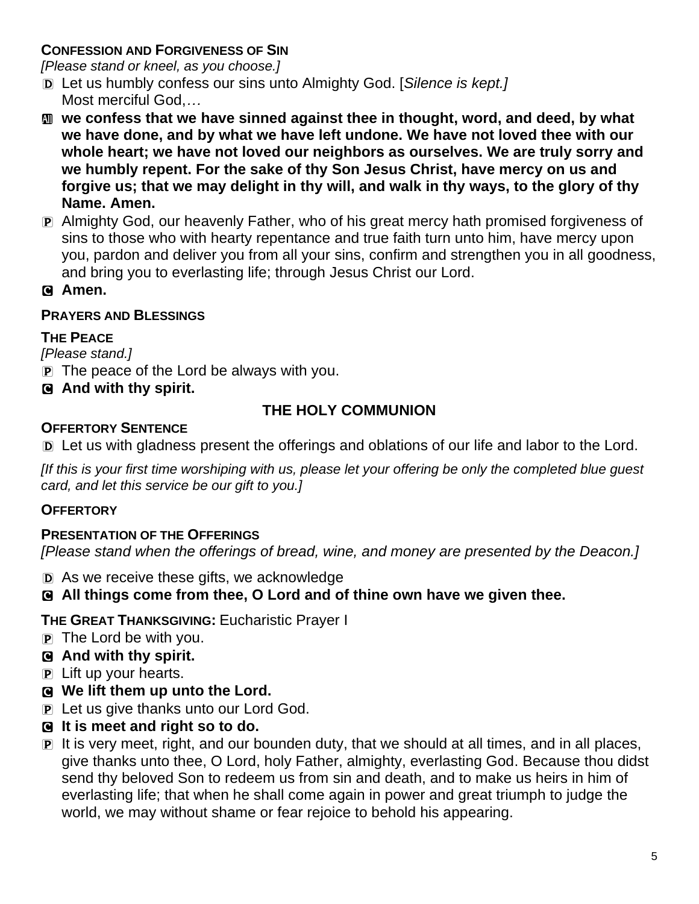**CONFESSION AND FORGIVENESS OF SIN**

*[Please stand or kneel, as you choose.]*

D Let us humbly confess our sins unto Almighty God. [*Silence is kept.]*
Most merciful God,*…*

All **we confess that we have sinned against thee in thought, word, and deed, by what we have done, and by what we have left undone. We have not loved thee with our whole heart; we have not loved our neighbors as ourselves. We are truly sorry and we humbly repent. For the sake of thy Son Jesus Christ, have mercy on us and forgive us; that we may delight in thy will, and walk in thy ways, to the glory of thy Name. Amen.**

P Almighty God, our heavenly Father, who of his great mercy hath promised forgiveness of sins to those who with hearty repentance and true faith turn unto him, have mercy upon you, pardon and deliver you from all your sins, confirm and strengthen you in all goodness, and bring you to everlasting life; through Jesus Christ our Lord.

C **Amen.**

**PRAYERS AND BLESSINGS**

**THE PEACE**

*[Please stand.]*

P The peace of the Lord be always with you.

C **And with thy spirit.**

## THE HOLY COMMUNION

**OFFERTORY SENTENCE**

D Let us with gladness present the offerings and oblations of our life and labor to the Lord.

*[If this is your first time worshiping with us, please let your offering be only the completed blue guest card, and let this service be our gift to you.]*

**OFFERTORY**

**PRESENTATION OF THE OFFERINGS**

*[Please stand when the offerings of bread, wine, and money are presented by the Deacon.]*

D As we receive these gifts, we acknowledge

C **All things come from thee, O Lord and of thine own have we given thee.**

**THE GREAT THANKSGIVING:** Eucharistic Prayer I

P The Lord be with you.

C **And with thy spirit.**

P Lift up your hearts.

C **We lift them up unto the Lord.**

P Let us give thanks unto our Lord God.

C **It is meet and right so to do.**

P It is very meet, right, and our bounden duty, that we should at all times, and in all places, give thanks unto thee, O Lord, holy Father, almighty, everlasting God. Because thou didst send thy beloved Son to redeem us from sin and death, and to make us heirs in him of everlasting life; that when he shall come again in power and great triumph to judge the world, we may without shame or fear rejoice to behold his appearing.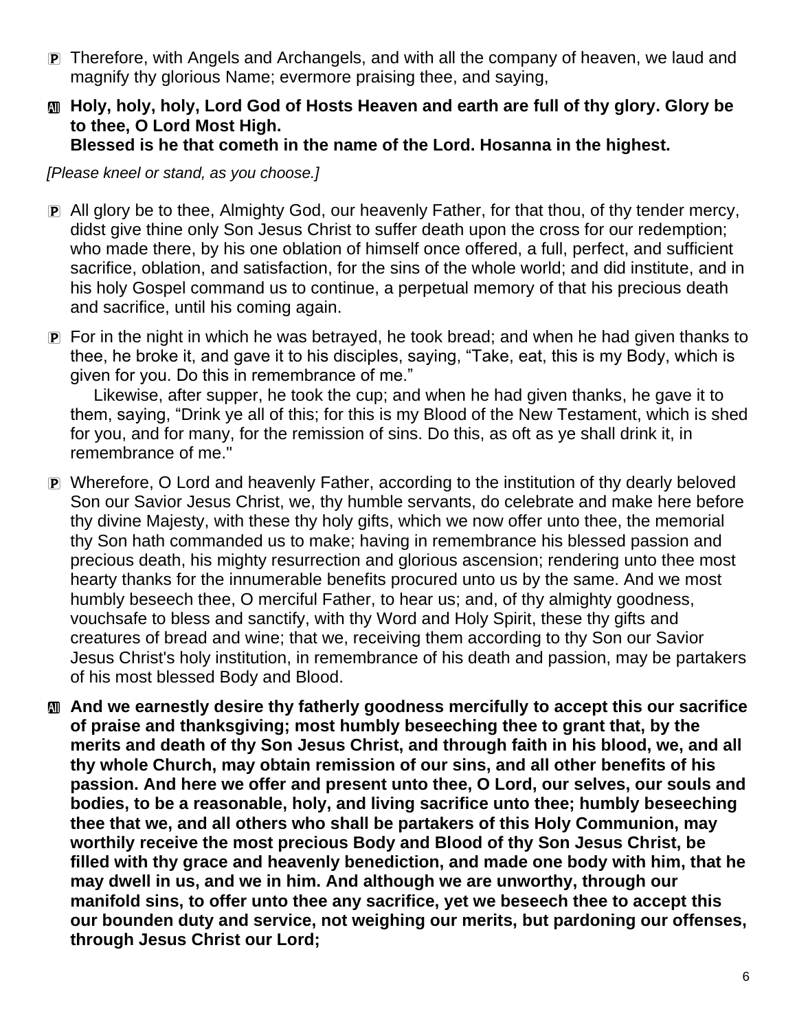**P** Therefore, with Angels and Archangels, and with all the company of heaven, we laud and magnify thy glorious Name; evermore praising thee, and saying,

**All** **Holy, holy, holy, Lord God of Hosts Heaven and earth are full of thy glory. Glory be to thee, O Lord Most High.**
**Blessed is he that cometh in the name of the Lord. Hosanna in the highest.**

*[Please kneel or stand, as you choose.]*

**P** All glory be to thee, Almighty God, our heavenly Father, for that thou, of thy tender mercy, didst give thine only Son Jesus Christ to suffer death upon the cross for our redemption; who made there, by his one oblation of himself once offered, a full, perfect, and sufficient sacrifice, oblation, and satisfaction, for the sins of the whole world; and did institute, and in his holy Gospel command us to continue, a perpetual memory of that his precious death and sacrifice, until his coming again.

**P** For in the night in which he was betrayed, he took bread; and when he had given thanks to thee, he broke it, and gave it to his disciples, saying, "Take, eat, this is my Body, which is given for you. Do this in remembrance of me."

Likewise, after supper, he took the cup; and when he had given thanks, he gave it to them, saying, "Drink ye all of this; for this is my Blood of the New Testament, which is shed for you, and for many, for the remission of sins. Do this, as oft as ye shall drink it, in remembrance of me."

**P** Wherefore, O Lord and heavenly Father, according to the institution of thy dearly beloved Son our Savior Jesus Christ, we, thy humble servants, do celebrate and make here before thy divine Majesty, with these thy holy gifts, which we now offer unto thee, the memorial thy Son hath commanded us to make; having in remembrance his blessed passion and precious death, his mighty resurrection and glorious ascension; rendering unto thee most hearty thanks for the innumerable benefits procured unto us by the same. And we most humbly beseech thee, O merciful Father, to hear us; and, of thy almighty goodness, vouchsafe to bless and sanctify, with thy Word and Holy Spirit, these thy gifts and creatures of bread and wine; that we, receiving them according to thy Son our Savior Jesus Christ's holy institution, in remembrance of his death and passion, may be partakers of his most blessed Body and Blood.

**All** **And we earnestly desire thy fatherly goodness mercifully to accept this our sacrifice of praise and thanksgiving; most humbly beseeching thee to grant that, by the merits and death of thy Son Jesus Christ, and through faith in his blood, we, and all thy whole Church, may obtain remission of our sins, and all other benefits of his passion. And here we offer and present unto thee, O Lord, our selves, our souls and bodies, to be a reasonable, holy, and living sacrifice unto thee; humbly beseeching thee that we, and all others who shall be partakers of this Holy Communion, may worthily receive the most precious Body and Blood of thy Son Jesus Christ, be filled with thy grace and heavenly benediction, and made one body with him, that he may dwell in us, and we in him. And although we are unworthy, through our manifold sins, to offer unto thee any sacrifice, yet we beseech thee to accept this our bounden duty and service, not weighing our merits, but pardoning our offenses, through Jesus Christ our Lord;**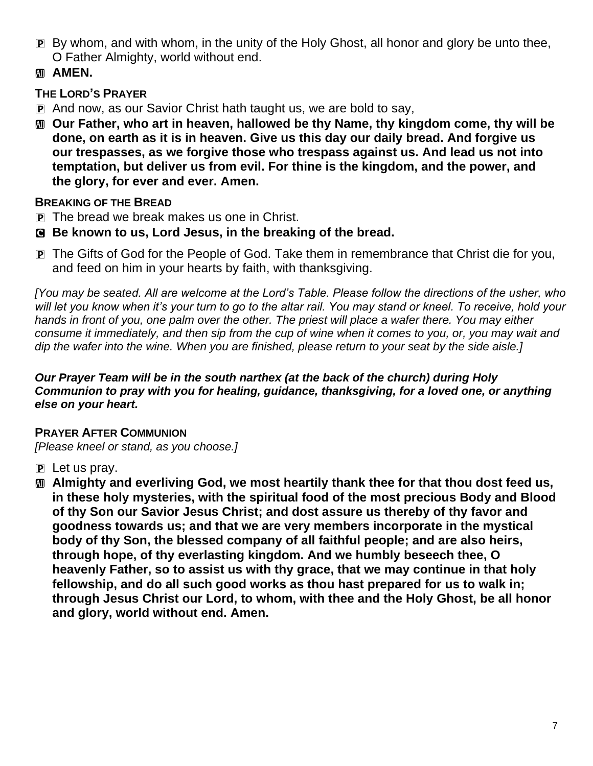P By whom, and with whom, in the unity of the Holy Ghost, all honor and glory be unto thee, O Father Almighty, world without end.

All **AMEN.**

### THE LORD'S PRAYER

P And now, as our Savior Christ hath taught us, we are bold to say,

All **Our Father, who art in heaven, hallowed be thy Name, thy kingdom come, thy will be done, on earth as it is in heaven. Give us this day our daily bread. And forgive us our trespasses, as we forgive those who trespass against us. And lead us not into temptation, but deliver us from evil. For thine is the kingdom, and the power, and the glory, for ever and ever. Amen.**

### BREAKING OF THE BREAD

P The bread we break makes us one in Christ.

C **Be known to us, Lord Jesus, in the breaking of the bread.**

P The Gifts of God for the People of God. Take them in remembrance that Christ die for you, and feed on him in your hearts by faith, with thanksgiving.

*[You may be seated. All are welcome at the Lord's Table. Please follow the directions of the usher, who will let you know when it's your turn to go to the altar rail. You may stand or kneel. To receive, hold your hands in front of you, one palm over the other. The priest will place a wafer there. You may either consume it immediately, and then sip from the cup of wine when it comes to you, or, you may wait and dip the wafer into the wine. When you are finished, please return to your seat by the side aisle.]*

***Our Prayer Team will be in the south narthex (at the back of the church) during Holy Communion to pray with you for healing, guidance, thanksgiving, for a loved one, or anything else on your heart.***

### PRAYER AFTER COMMUNION

*[Please kneel or stand, as you choose.]*

P Let us pray.

All **Almighty and everliving God, we most heartily thank thee for that thou dost feed us, in these holy mysteries, with the spiritual food of the most precious Body and Blood of thy Son our Savior Jesus Christ; and dost assure us thereby of thy favor and goodness towards us; and that we are very members incorporate in the mystical body of thy Son, the blessed company of all faithful people; and are also heirs, through hope, of thy everlasting kingdom. And we humbly beseech thee, O heavenly Father, so to assist us with thy grace, that we may continue in that holy fellowship, and do all such good works as thou hast prepared for us to walk in; through Jesus Christ our Lord, to whom, with thee and the Holy Ghost, be all honor and glory, world without end. Amen.**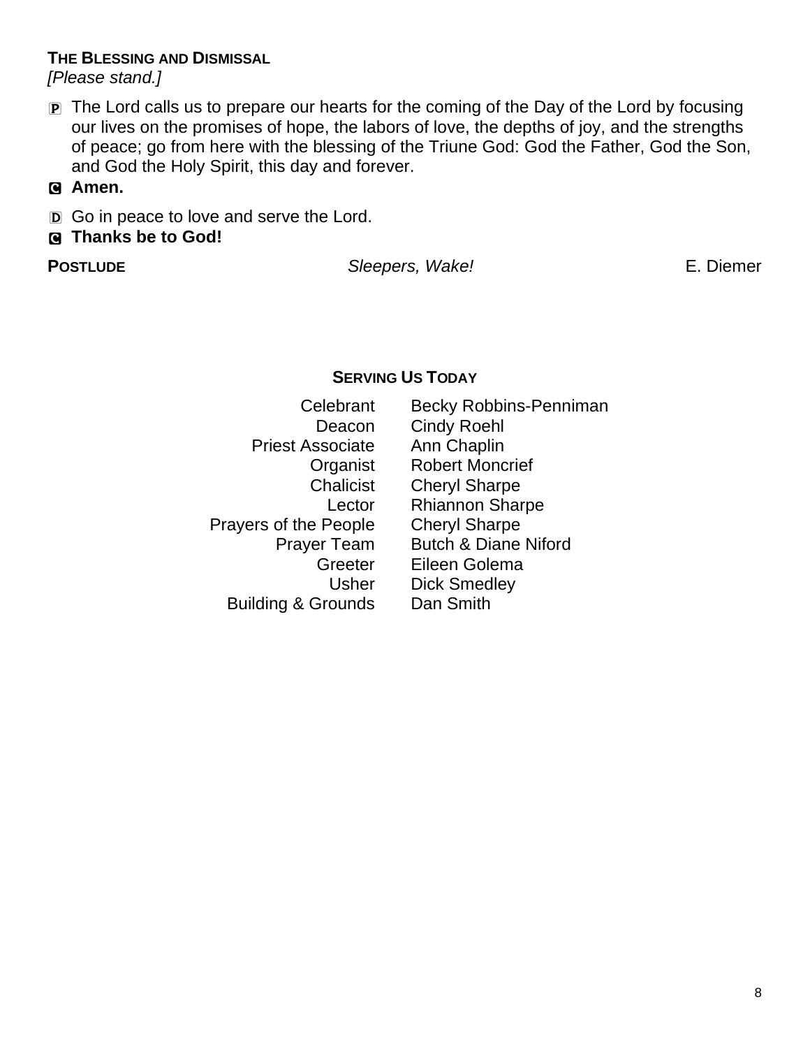**THE BLESSING AND DISMISSAL**
*[Please stand.]*

P The Lord calls us to prepare our hearts for the coming of the Day of the Lord by focusing our lives on the promises of hope, the labors of love, the depths of joy, and the strengths of peace; go from here with the blessing of the Triune God: God the Father, God the Son, and God the Holy Spirit, this day and forever.

C **Amen.**

D Go in peace to love and serve the Lord.

C **Thanks be to God!**

**POSTLUDE** *Sleepers, Wake!* E. Diemer

**SERVING US TODAY**

| | |
|---|---|
| Celebrant | Becky Robbins-Penniman |
| Deacon | Cindy Roehl |
| Priest Associate | Ann Chaplin |
| Organist | Robert Moncrief |
| Chalicist | Cheryl Sharpe |
| Lector | Rhiannon Sharpe |
| Prayers of the People | Cheryl Sharpe |
| Prayer Team | Butch & Diane Niford |
| Greeter | Eileen Golema |
| Usher | Dick Smedley |
| Building & Grounds | Dan Smith |